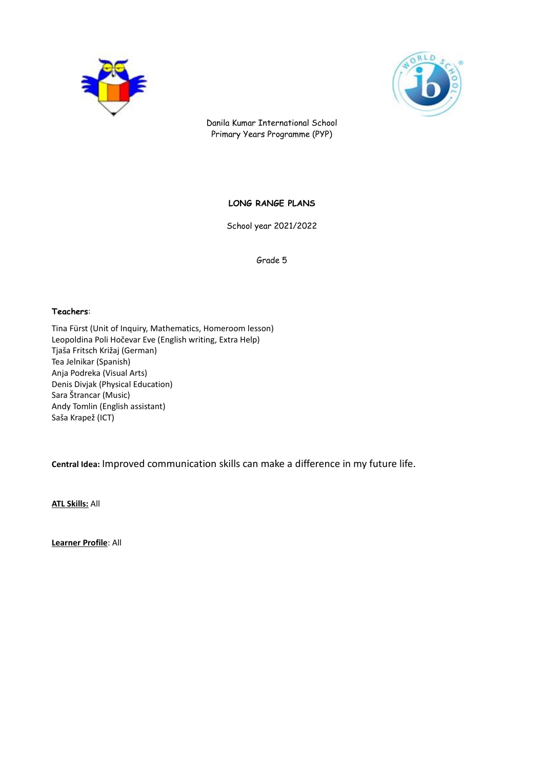Danila Kumar International School
Primary Years Programme (PYP)

# LONG RANGE PLANS

School year 2021/2022

Grade 5

**Teachers**:

Tina Fürst (Unit of Inquiry, Mathematics, Homeroom lesson)
Leopoldina Poli Hočevar Eve (English writing, Extra Help)
Tjaša Fritsch Križaj (German)
Tea Jelnikar (Spanish)
Anja Podreka (Visual Arts)
Denis Divjak (Physical Education)
Sara Štrancar (Music)
Andy Tomlin (English assistant)
Saša Krapež (ICT)

**Central Idea:** Improved communication skills can make a difference in my future life.

**ATL Skills:** All

**Learner Profile**: All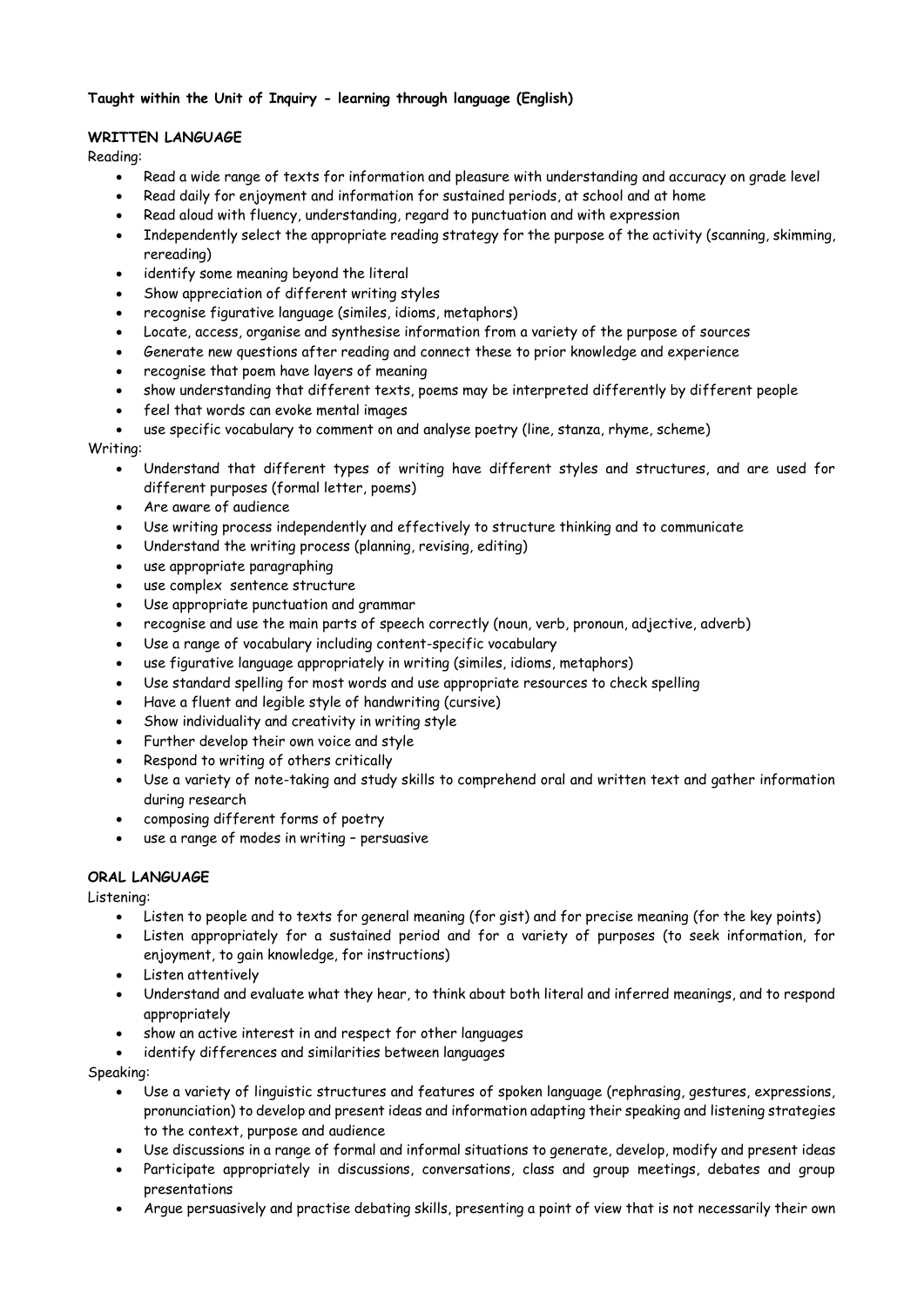**Taught within the Unit of Inquiry - learning through language (English)**

**WRITTEN LANGUAGE**

Reading:

- Read a wide range of texts for information and pleasure with understanding and accuracy on grade level
- Read daily for enjoyment and information for sustained periods, at school and at home
- Read aloud with fluency, understanding, regard to punctuation and with expression
- Independently select the appropriate reading strategy for the purpose of the activity (scanning, skimming, rereading)
- identify some meaning beyond the literal
- Show appreciation of different writing styles
- recognise figurative language (similes, idioms, metaphors)
- Locate, access, organise and synthesise information from a variety of the purpose of sources
- Generate new questions after reading and connect these to prior knowledge and experience
- recognise that poem have layers of meaning
- show understanding that different texts, poems may be interpreted differently by different people
- feel that words can evoke mental images
- use specific vocabulary to comment on and analyse poetry (line, stanza, rhyme, scheme)

Writing:

- Understand that different types of writing have different styles and structures, and are used for different purposes (formal letter, poems)
- Are aware of audience
- Use writing process independently and effectively to structure thinking and to communicate
- Understand the writing process (planning, revising, editing)
- use appropriate paragraphing
- use complex sentence structure
- Use appropriate punctuation and grammar
- recognise and use the main parts of speech correctly (noun, verb, pronoun, adjective, adverb)
- Use a range of vocabulary including content-specific vocabulary
- use figurative language appropriately in writing (similes, idioms, metaphors)
- Use standard spelling for most words and use appropriate resources to check spelling
- Have a fluent and legible style of handwriting (cursive)
- Show individuality and creativity in writing style
- Further develop their own voice and style
- Respond to writing of others critically
- Use a variety of note-taking and study skills to comprehend oral and written text and gather information during research
- composing different forms of poetry
- use a range of modes in writing – persuasive

**ORAL LANGUAGE**

Listening:

- Listen to people and to texts for general meaning (for gist) and for precise meaning (for the key points)
- Listen appropriately for a sustained period and for a variety of purposes (to seek information, for enjoyment, to gain knowledge, for instructions)
- Listen attentively
- Understand and evaluate what they hear, to think about both literal and inferred meanings, and to respond appropriately
- show an active interest in and respect for other languages
- identify differences and similarities between languages

Speaking:

- Use a variety of linguistic structures and features of spoken language (rephrasing, gestures, expressions, pronunciation) to develop and present ideas and information adapting their speaking and listening strategies to the context, purpose and audience
- Use discussions in a range of formal and informal situations to generate, develop, modify and present ideas
- Participate appropriately in discussions, conversations, class and group meetings, debates and group presentations
- Argue persuasively and practise debating skills, presenting a point of view that is not necessarily their own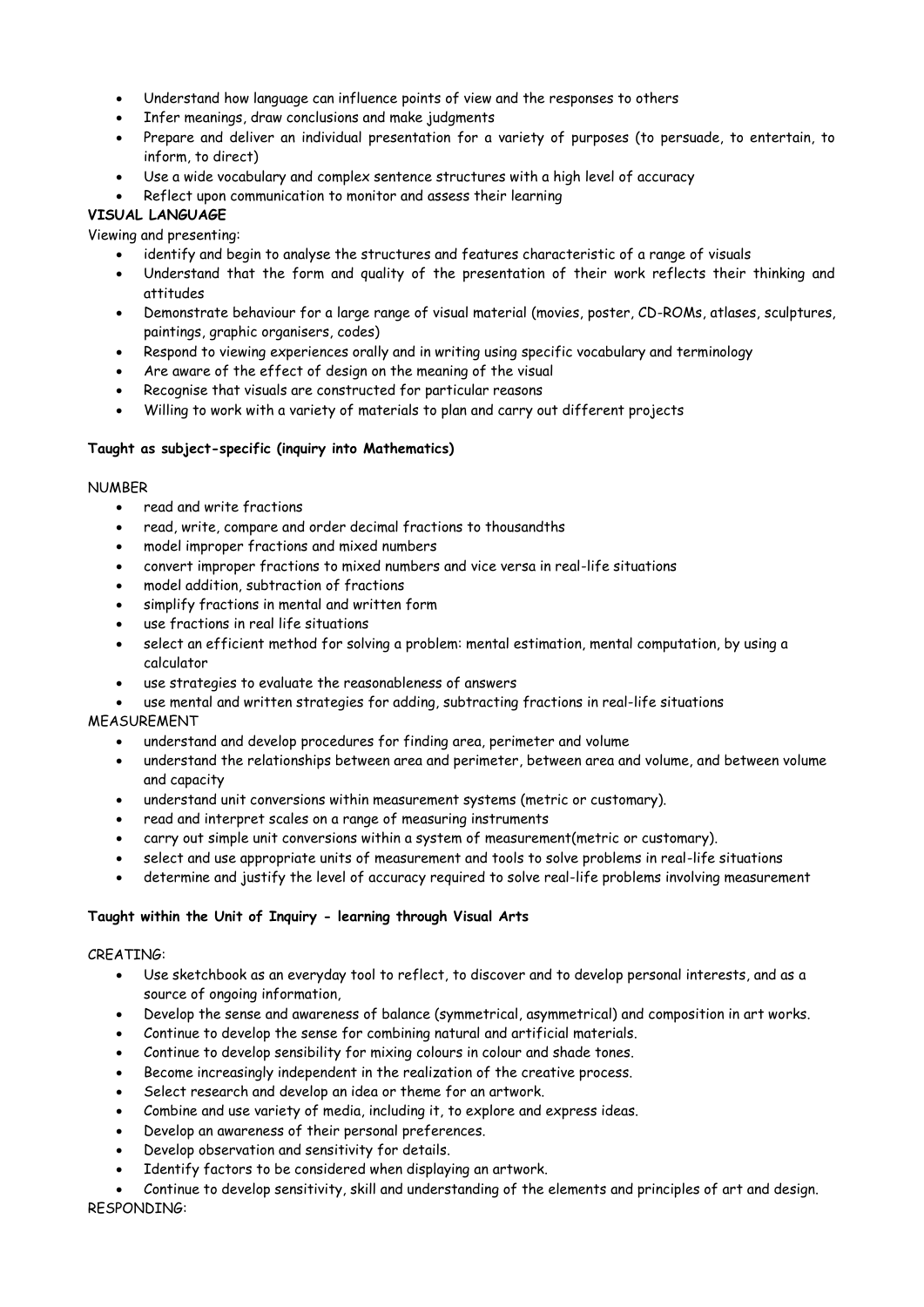- Understand how language can influence points of view and the responses to others
- Infer meanings, draw conclusions and make judgments
- Prepare and deliver an individual presentation for a variety of purposes (to persuade, to entertain, to inform, to direct)
- Use a wide vocabulary and complex sentence structures with a high level of accuracy
- Reflect upon communication to monitor and assess their learning

**VISUAL LANGUAGE**

Viewing and presenting:

- identify and begin to analyse the structures and features characteristic of a range of visuals
- Understand that the form and quality of the presentation of their work reflects their thinking and attitudes
- Demonstrate behaviour for a large range of visual material (movies, poster, CD-ROMs, atlases, sculptures, paintings, graphic organisers, codes)
- Respond to viewing experiences orally and in writing using specific vocabulary and terminology
- Are aware of the effect of design on the meaning of the visual
- Recognise that visuals are constructed for particular reasons
- Willing to work with a variety of materials to plan and carry out different projects

**Taught as subject-specific (inquiry into Mathematics)**

NUMBER

- read and write fractions
- read, write, compare and order decimal fractions to thousandths
- model improper fractions and mixed numbers
- convert improper fractions to mixed numbers and vice versa in real-life situations
- model addition, subtraction of fractions
- simplify fractions in mental and written form
- use fractions in real life situations
- select an efficient method for solving a problem: mental estimation, mental computation, by using a calculator
- use strategies to evaluate the reasonableness of answers
- use mental and written strategies for adding, subtracting fractions in real-life situations

MEASUREMENT

- understand and develop procedures for finding area, perimeter and volume
- understand the relationships between area and perimeter, between area and volume, and between volume and capacity
- understand unit conversions within measurement systems (metric or customary).
- read and interpret scales on a range of measuring instruments
- carry out simple unit conversions within a system of measurement(metric or customary).
- select and use appropriate units of measurement and tools to solve problems in real-life situations
- determine and justify the level of accuracy required to solve real-life problems involving measurement

**Taught within the Unit of Inquiry - learning through Visual Arts**

CREATING:

- Use sketchbook as an everyday tool to reflect, to discover and to develop personal interests, and as a source of ongoing information,
- Develop the sense and awareness of balance (symmetrical, asymmetrical) and composition in art works.
- Continue to develop the sense for combining natural and artificial materials.
- Continue to develop sensibility for mixing colours in colour and shade tones.
- Become increasingly independent in the realization of the creative process.
- Select research and develop an idea or theme for an artwork.
- Combine and use variety of media, including it, to explore and express ideas.
- Develop an awareness of their personal preferences.
- Develop observation and sensitivity for details.
- Identify factors to be considered when displaying an artwork.
- Continue to develop sensitivity, skill and understanding of the elements and principles of art and design.

RESPONDING: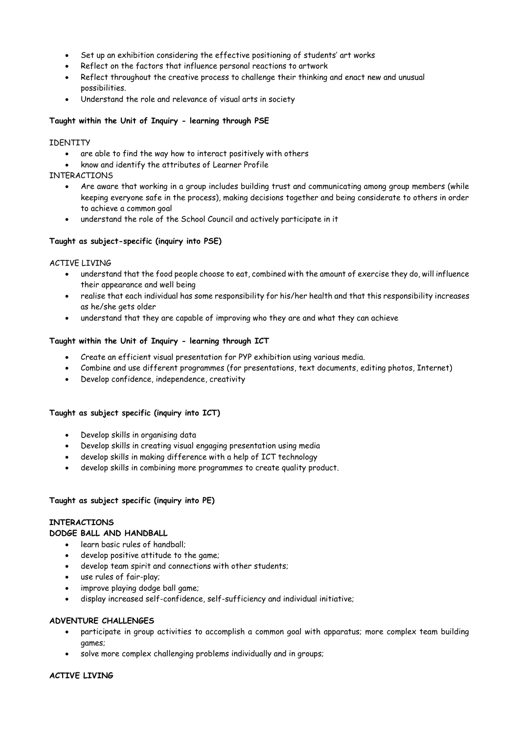- Set up an exhibition considering the effective positioning of students' art works
- Reflect on the factors that influence personal reactions to artwork
- Reflect throughout the creative process to challenge their thinking and enact new and unusual possibilities.
- Understand the role and relevance of visual arts in society

**Taught within the Unit of Inquiry - learning through PSE**

IDENTITY

- are able to find the way how to interact positively with others
- know and identify the attributes of Learner Profile

INTERACTIONS

- Are aware that working in a group includes building trust and communicating among group members (while keeping everyone safe in the process), making decisions together and being considerate to others in order to achieve a common goal
- understand the role of the School Council and actively participate in it

**Taught as subject-specific (inquiry into PSE)**

ACTIVE LIVING

- understand that the food people choose to eat, combined with the amount of exercise they do, will influence their appearance and well being
- realise that each individual has some responsibility for his/her health and that this responsibility increases as he/she gets older
- understand that they are capable of improving who they are and what they can achieve

**Taught within the Unit of Inquiry - learning through ICT**

- Create an efficient visual presentation for PYP exhibition using various media.
- Combine and use different programmes (for presentations, text documents, editing photos, Internet)
- Develop confidence, independence, creativity

**Taught as subject specific (inquiry into ICT)**

- Develop skills in organising data
- Develop skills in creating visual engaging presentation using media
- develop skills in making difference with a help of ICT technology
- develop skills in combining more programmes to create quality product.

**Taught as subject specific (inquiry into PE)**

**INTERACTIONS**

**DODGE BALL AND HANDBALL**

- learn basic rules of handball;
- develop positive attitude to the game;
- develop team spirit and connections with other students;
- use rules of fair-play;
- improve playing dodge ball game;
- display increased self-confidence, self-sufficiency and individual initiative;

**ADVENTURE CHALLENGES**

- participate in group activities to accomplish a common goal with apparatus; more complex team building games;
- solve more complex challenging problems individually and in groups;

**ACTIVE LIVING**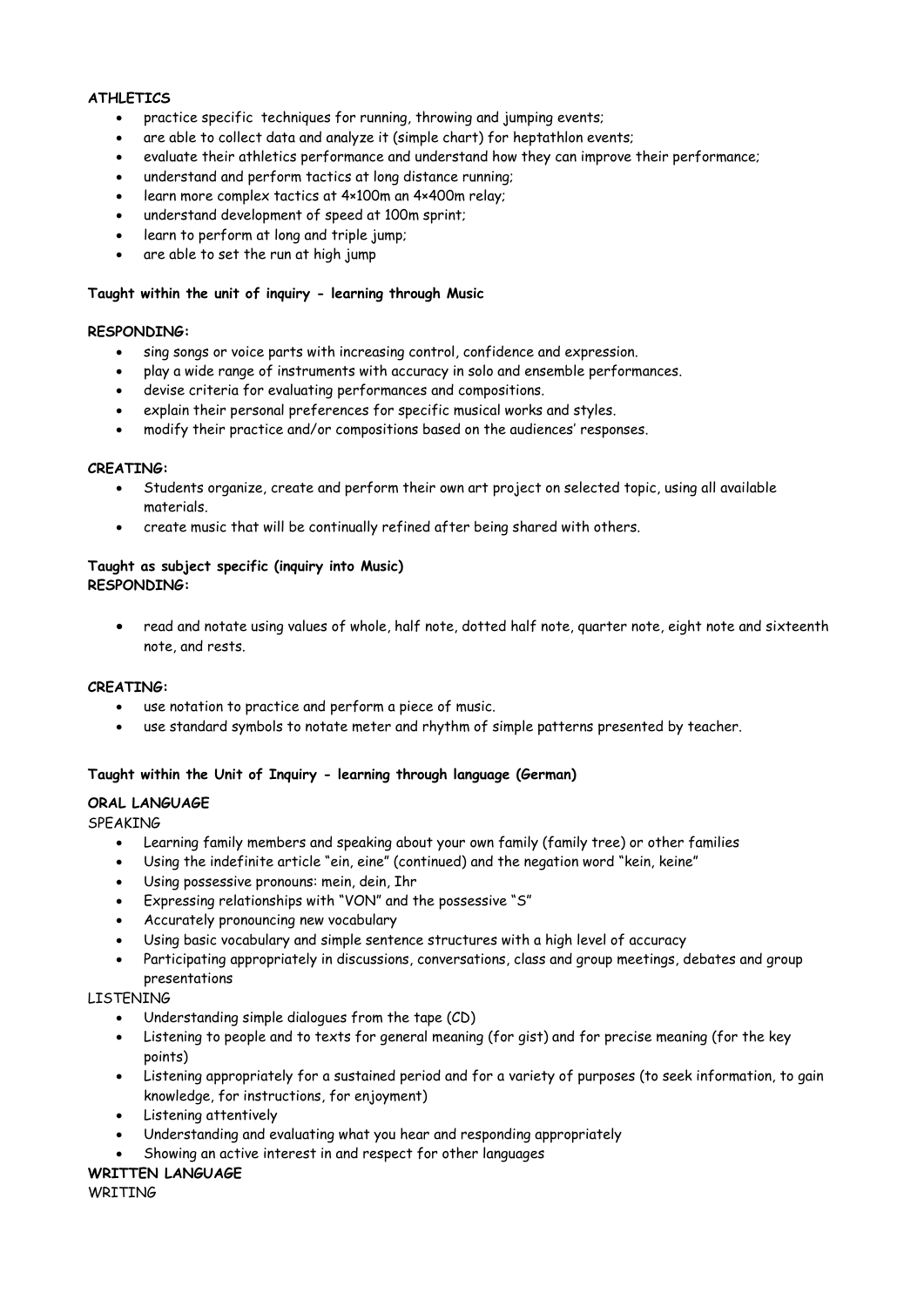**ATHLETICS**

- practice specific techniques for running, throwing and jumping events;
- are able to collect data and analyze it (simple chart) for heptathlon events;
- evaluate their athletics performance and understand how they can improve their performance;
- understand and perform tactics at long distance running;
- learn more complex tactics at 4×100m an 4×400m relay;
- understand development of speed at 100m sprint;
- learn to perform at long and triple jump;
- are able to set the run at high jump

**Taught within the unit of inquiry - learning through Music**

**RESPONDING:**

- sing songs or voice parts with increasing control, confidence and expression.
- play a wide range of instruments with accuracy in solo and ensemble performances.
- devise criteria for evaluating performances and compositions.
- explain their personal preferences for specific musical works and styles.
- modify their practice and/or compositions based on the audiences' responses.

**CREATING:**

- Students organize, create and perform their own art project on selected topic, using all available materials.
- create music that will be continually refined after being shared with others.

**Taught as subject specific (inquiry into Music)**
**RESPONDING:**

- read and notate using values of whole, half note, dotted half note, quarter note, eight note and sixteenth note, and rests.

**CREATING:**

- use notation to practice and perform a piece of music.
- use standard symbols to notate meter and rhythm of simple patterns presented by teacher.

**Taught within the Unit of Inquiry - learning through language (German)**

**ORAL LANGUAGE**

SPEAKING

- Learning family members and speaking about your own family (family tree) or other families
- Using the indefinite article "ein, eine" (continued) and the negation word "kein, keine"
- Using possessive pronouns: mein, dein, Ihr
- Expressing relationships with "VON" and the possessive "S"
- Accurately pronouncing new vocabulary
- Using basic vocabulary and simple sentence structures with a high level of accuracy
- Participating appropriately in discussions, conversations, class and group meetings, debates and group presentations

LISTENING

- Understanding simple dialogues from the tape (CD)
- Listening to people and to texts for general meaning (for gist) and for precise meaning (for the key points)
- Listening appropriately for a sustained period and for a variety of purposes (to seek information, to gain knowledge, for instructions, for enjoyment)
- Listening attentively
- Understanding and evaluating what you hear and responding appropriately
- Showing an active interest in and respect for other languages

**WRITTEN LANGUAGE**

WRITING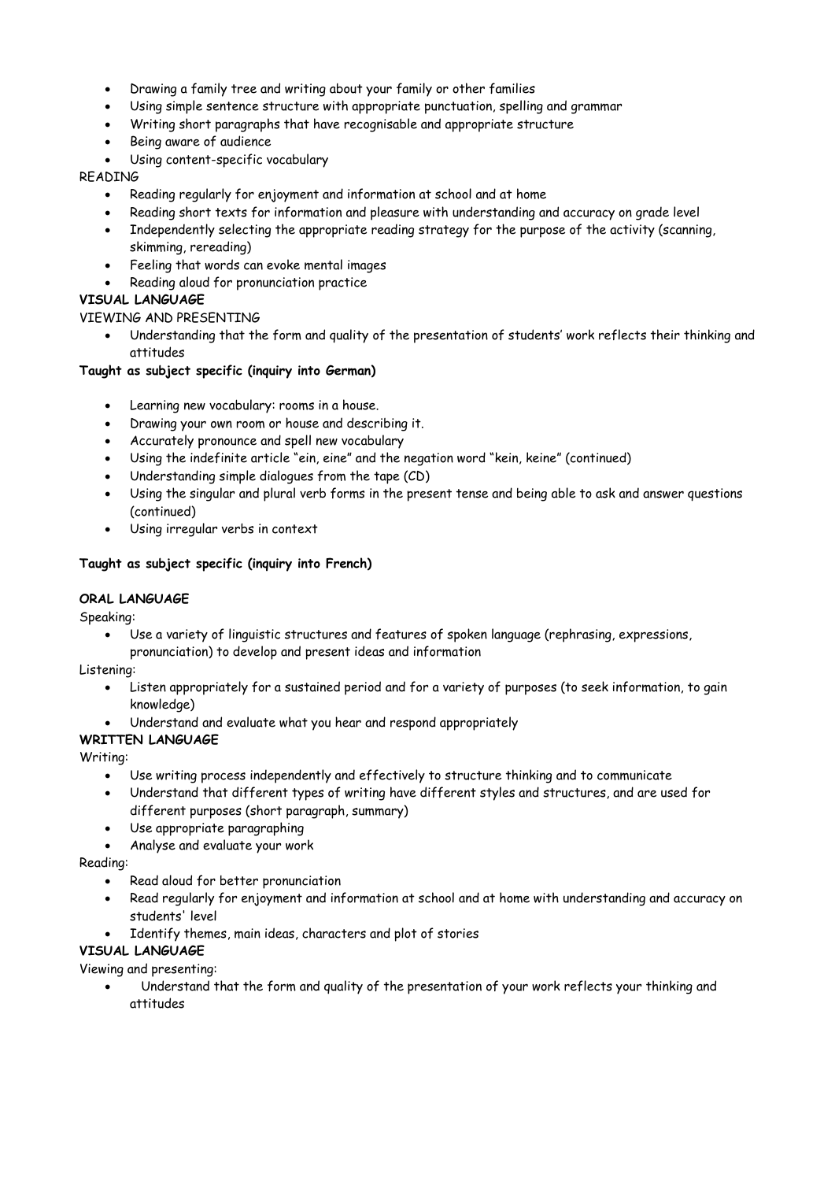- Drawing a family tree and writing about your family or other families
- Using simple sentence structure with appropriate punctuation, spelling and grammar
- Writing short paragraphs that have recognisable and appropriate structure
- Being aware of audience
- Using content-specific vocabulary

READING

- Reading regularly for enjoyment and information at school and at home
- Reading short texts for information and pleasure with understanding and accuracy on grade level
- Independently selecting the appropriate reading strategy for the purpose of the activity (scanning, skimming, rereading)
- Feeling that words can evoke mental images
- Reading aloud for pronunciation practice

**VISUAL LANGUAGE**

VIEWING AND PRESENTING

- Understanding that the form and quality of the presentation of students' work reflects their thinking and attitudes

**Taught as subject specific (inquiry into German)**

- Learning new vocabulary: rooms in a house.
- Drawing your own room or house and describing it.
- Accurately pronounce and spell new vocabulary
- Using the indefinite article "ein, eine" and the negation word "kein, keine" (continued)
- Understanding simple dialogues from the tape (CD)
- Using the singular and plural verb forms in the present tense and being able to ask and answer questions (continued)
- Using irregular verbs in context

**Taught as subject specific (inquiry into French)**

**ORAL LANGUAGE**

Speaking:

- Use a variety of linguistic structures and features of spoken language (rephrasing, expressions, pronunciation) to develop and present ideas and information

Listening:

- Listen appropriately for a sustained period and for a variety of purposes (to seek information, to gain knowledge)
- Understand and evaluate what you hear and respond appropriately

**WRITTEN LANGUAGE**

Writing:

- Use writing process independently and effectively to structure thinking and to communicate
- Understand that different types of writing have different styles and structures, and are used for different purposes (short paragraph, summary)
- Use appropriate paragraphing
- Analyse and evaluate your work

Reading:

- Read aloud for better pronunciation
- Read regularly for enjoyment and information at school and at home with understanding and accuracy on students' level
- Identify themes, main ideas, characters and plot of stories

**VISUAL LANGUAGE**

Viewing and presenting:

- Understand that the form and quality of the presentation of your work reflects your thinking and attitudes